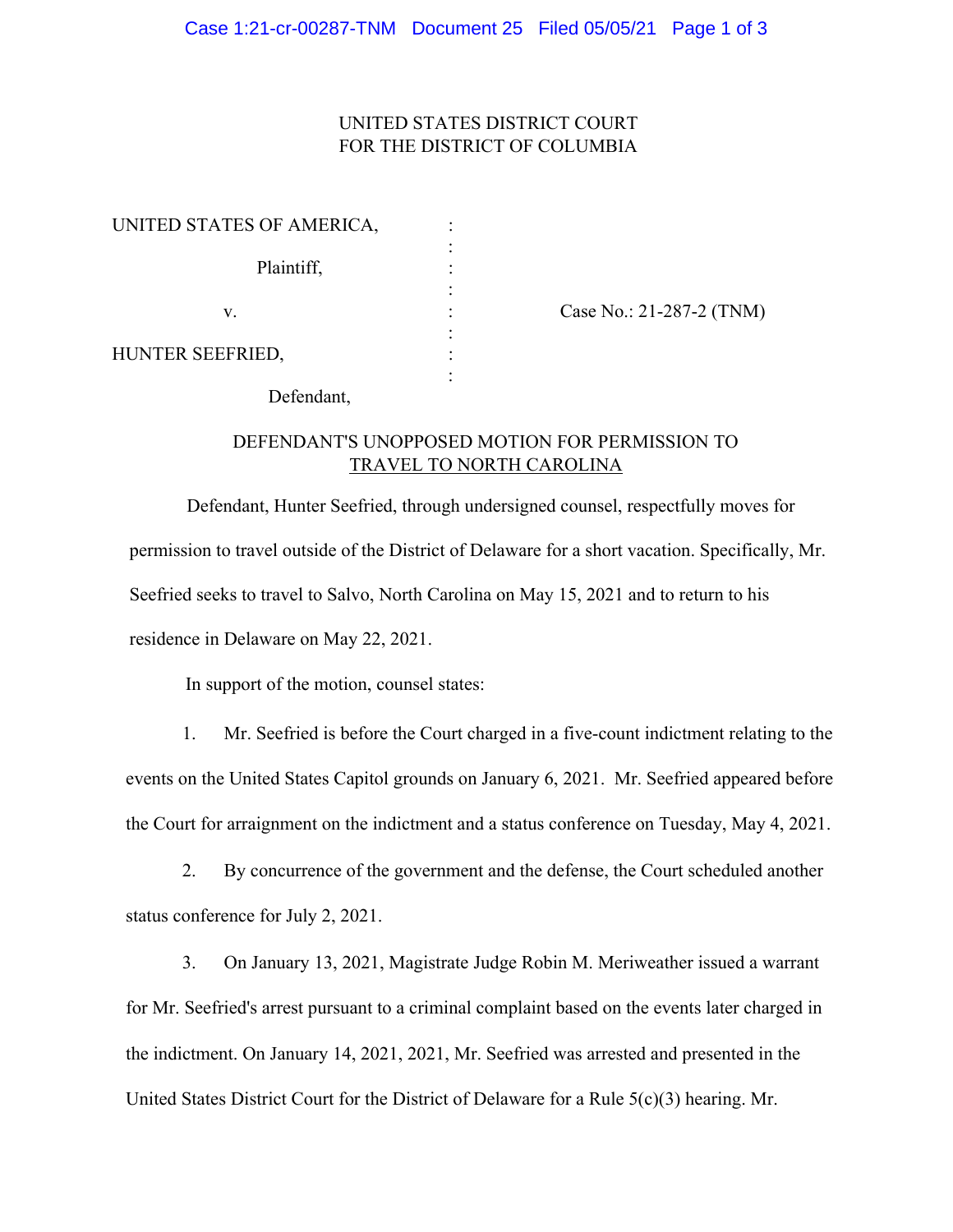UNITED STATES DISTRICT COURT
FOR THE DISTRICT OF COLUMBIA

| | | |
|---|---|---|
| UNITED STATES OF AMERICA, | : | |
| Plaintiff, | : | |
| v. | : | Case No.: 21-287-2 (TNM) |
| HUNTER SEEFRIED, | : | |
| Defendant, | : | |

## DEFENDANT'S UNOPPOSED MOTION FOR PERMISSION TO TRAVEL TO NORTH CAROLINA

Defendant, Hunter Seefried, through undersigned counsel, respectfully moves for permission to travel outside of the District of Delaware for a short vacation. Specifically, Mr. Seefried seeks to travel to Salvo, North Carolina on May 15, 2021 and to return to his residence in Delaware on May 22, 2021.

In support of the motion, counsel states:

1. Mr. Seefried is before the Court charged in a five-count indictment relating to the events on the United States Capitol grounds on January 6, 2021. Mr. Seefried appeared before the Court for arraignment on the indictment and a status conference on Tuesday, May 4, 2021.

2. By concurrence of the government and the defense, the Court scheduled another status conference for July 2, 2021.

3. On January 13, 2021, Magistrate Judge Robin M. Meriweather issued a warrant for Mr. Seefried's arrest pursuant to a criminal complaint based on the events later charged in the indictment. On January 14, 2021, 2021, Mr. Seefried was arrested and presented in the United States District Court for the District of Delaware for a Rule 5(c)(3) hearing. Mr.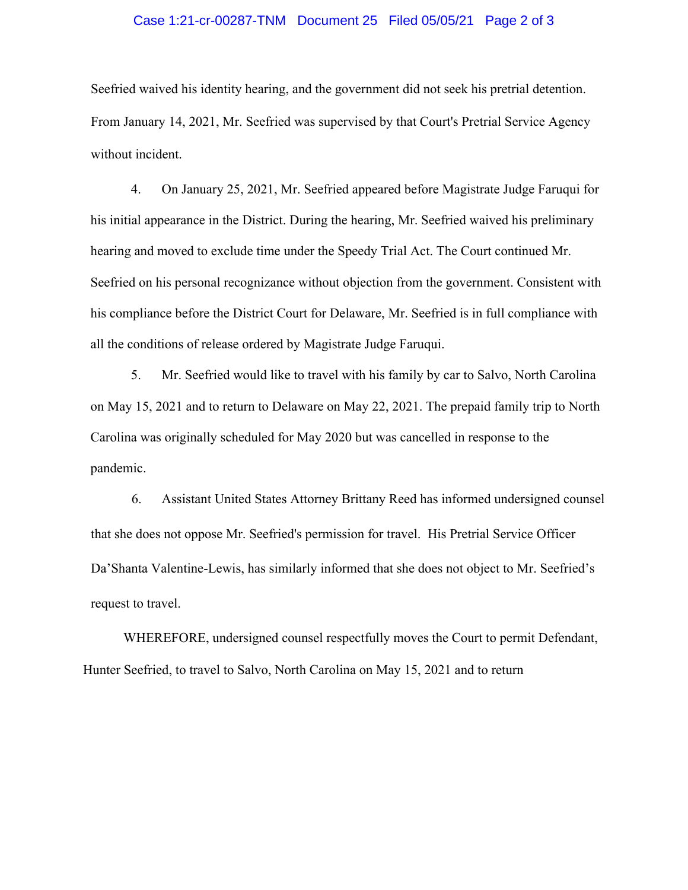Seefried waived his identity hearing, and the government did not seek his pretrial detention. From January 14, 2021, Mr. Seefried was supervised by that Court's Pretrial Service Agency without incident.

4. On January 25, 2021, Mr. Seefried appeared before Magistrate Judge Faruqui for his initial appearance in the District. During the hearing, Mr. Seefried waived his preliminary hearing and moved to exclude time under the Speedy Trial Act. The Court continued Mr. Seefried on his personal recognizance without objection from the government. Consistent with his compliance before the District Court for Delaware, Mr. Seefried is in full compliance with all the conditions of release ordered by Magistrate Judge Faruqui.

5. Mr. Seefried would like to travel with his family by car to Salvo, North Carolina on May 15, 2021 and to return to Delaware on May 22, 2021. The prepaid family trip to North Carolina was originally scheduled for May 2020 but was cancelled in response to the pandemic.

6. Assistant United States Attorney Brittany Reed has informed undersigned counsel that she does not oppose Mr. Seefried's permission for travel. His Pretrial Service Officer Da'Shanta Valentine-Lewis, has similarly informed that she does not object to Mr. Seefried's request to travel.

WHEREFORE, undersigned counsel respectfully moves the Court to permit Defendant, Hunter Seefried, to travel to Salvo, North Carolina on May 15, 2021 and to return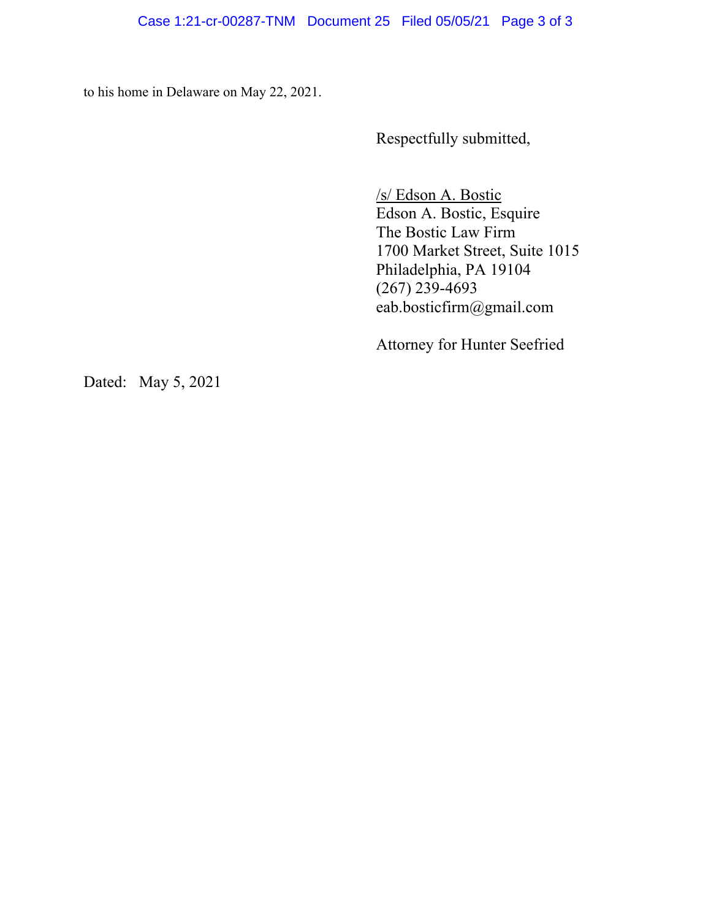to his home in Delaware on May 22, 2021.

Respectfully submitted,

/s/ Edson A. Bostic
Edson A. Bostic, Esquire
The Bostic Law Firm
1700 Market Street, Suite 1015
Philadelphia, PA 19104
(267) 239-4693
eab.bosticfirm@gmail.com

Attorney for Hunter Seefried

Dated: May 5, 2021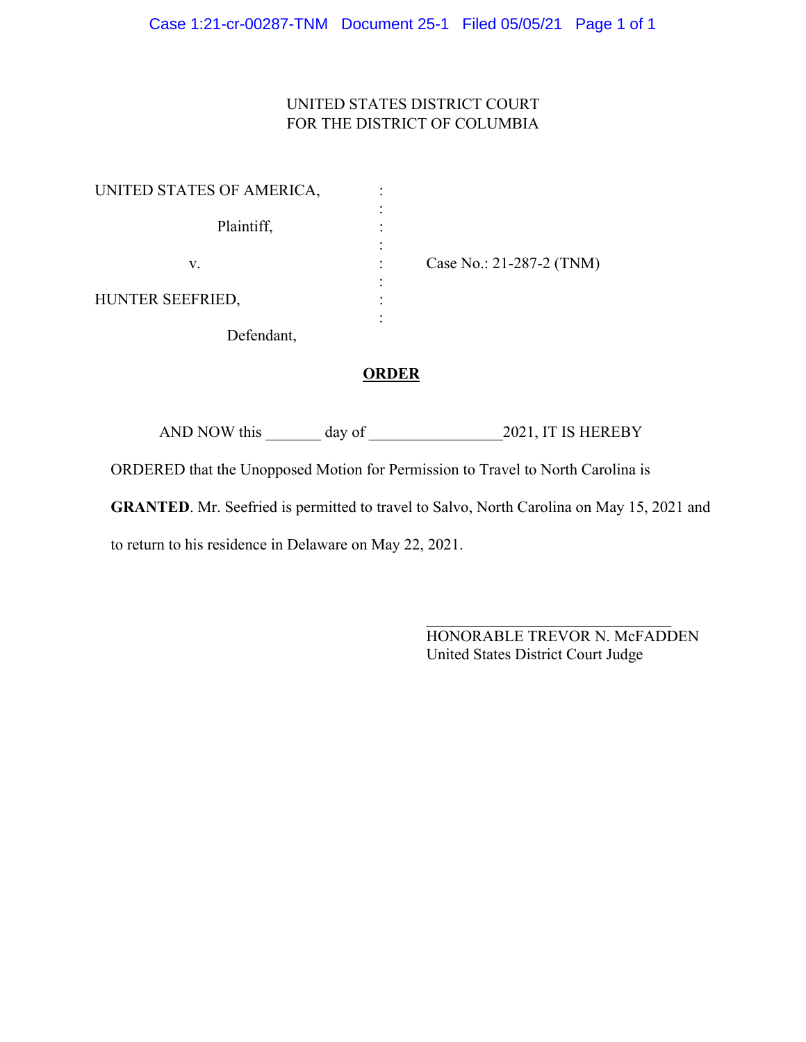UNITED STATES DISTRICT COURT
FOR THE DISTRICT OF COLUMBIA

| | | |
|---|---|---|
| UNITED STATES OF AMERICA, | : | |
| Plaintiff, | : | |
| v. | : | Case No.: 21-287-2 (TNM) |
| HUNTER SEEFRIED, | : | |
| Defendant, | : | |

## **ORDER**

AND NOW this _______ day of ________________2021, IT IS HEREBY ORDERED that the Unopposed Motion for Permission to Travel to North Carolina is **GRANTED**. Mr. Seefried is permitted to travel to Salvo, North Carolina on May 15, 2021 and to return to his residence in Delaware on May 22, 2021.

_____________________________
HONORABLE TREVOR N. McFADDEN
United States District Court Judge